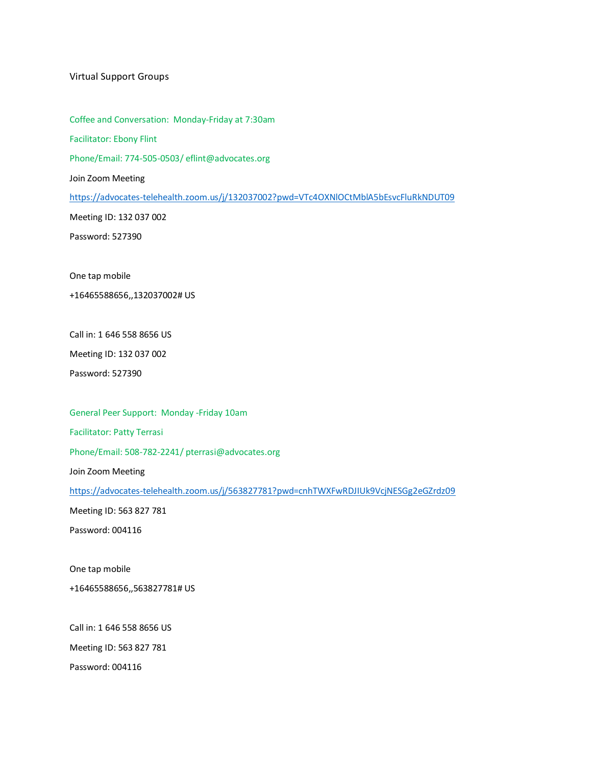Virtual Support Groups

Coffee and Conversation: Monday-Friday at 7:30am

Facilitator: Ebony Flint

Phone/Email: 774-505-0503/ eflint@advocates.org

Join Zoom Meeting

https://advocates-telehealth.zoom.us/j/132037002?pwd=VTc4OXNlOCtMblA5bEsvcFluRkNDUT09

Meeting ID: 132 037 002

Password: 527390

One tap mobile

+16465588656,,132037002# US

Call in: 1 646 558 8656 US

Meeting ID: 132 037 002

Password: 527390

General Peer Support: Monday -Friday 10am

Facilitator: Patty Terrasi

Phone/Email: 508-782-2241/ pterrasi@advocates.org

Join Zoom Meeting

https://advocates-telehealth.zoom.us/j/563827781?pwd=cnhTWXFwRDJIUk9VcjNESGg2eGZrdz09

Meeting ID: 563 827 781

Password: 004116

One tap mobile

+16465588656,,563827781# US

Call in: 1 646 558 8656 US

Meeting ID: 563 827 781

Password: 004116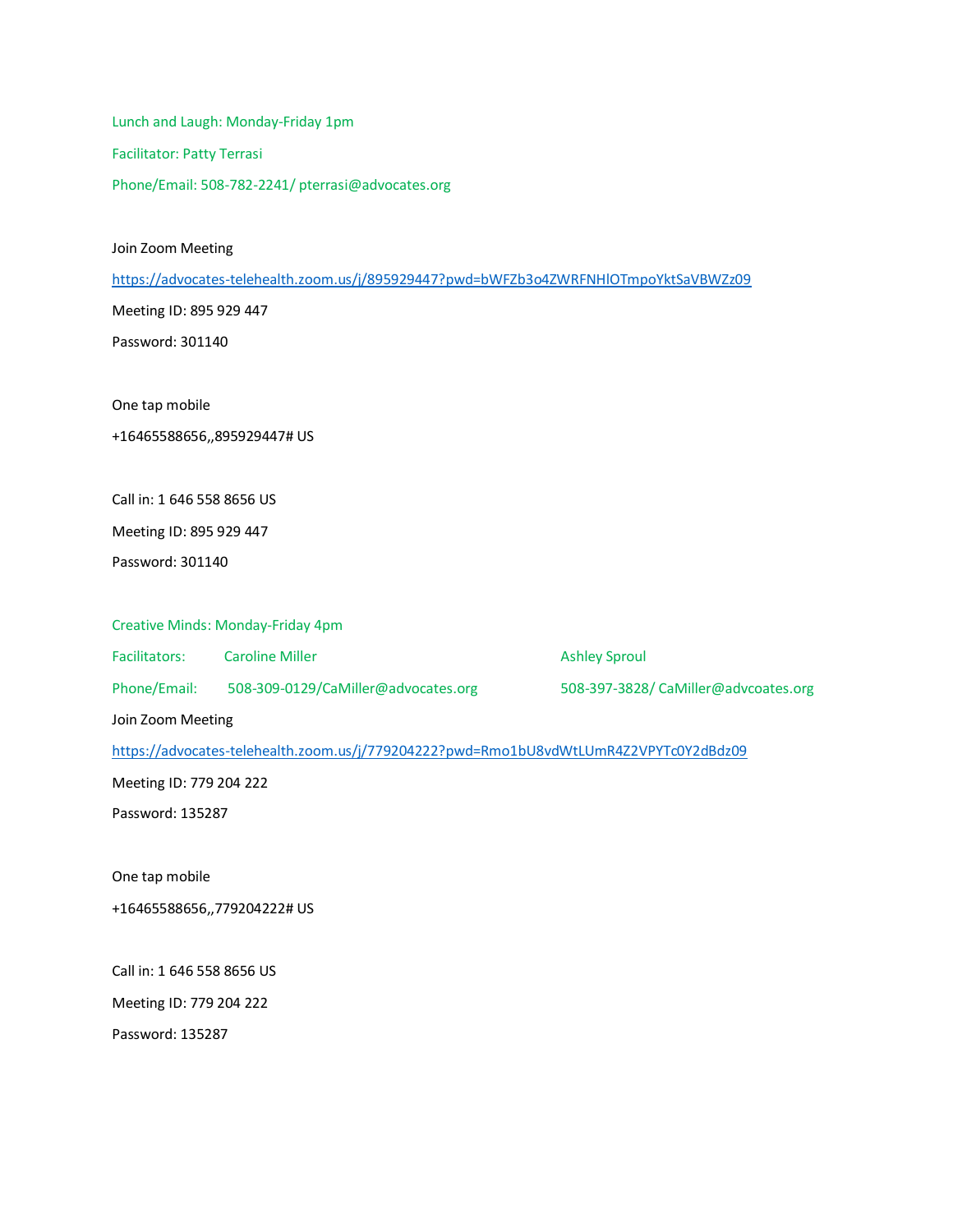Lunch and Laugh: Monday-Friday 1pm

Facilitator: Patty Terrasi

Phone/Email: 508-782-2241/ pterrasi@advocates.org

Join Zoom Meeting

https://advocates-telehealth.zoom.us/j/895929447?pwd=bWFZb3o4ZWRFNHlOTmpoYktSaVBWZz09

Meeting ID: 895 929 447

Password: 301140

One tap mobile

+16465588656,,895929447# US

Call in: 1 646 558 8656 US

Meeting ID: 895 929 447

Password: 301140

Creative Minds: Monday-Friday 4pm

| Facilitators: | Caroline Miller | Ashley Sproul |
|---|---|---|
| Phone/Email: | 508-309-0129/CaMiller@advocates.org | 508-397-3828/ CaMiller@advcoates.org |

Join Zoom Meeting

https://advocates-telehealth.zoom.us/j/779204222?pwd=Rmo1bU8vdWtLUmR4Z2VPYTc0Y2dBdz09

Meeting ID: 779 204 222

Password: 135287

One tap mobile

+16465588656,,779204222# US

Call in: 1 646 558 8656 US

Meeting ID: 779 204 222

Password: 135287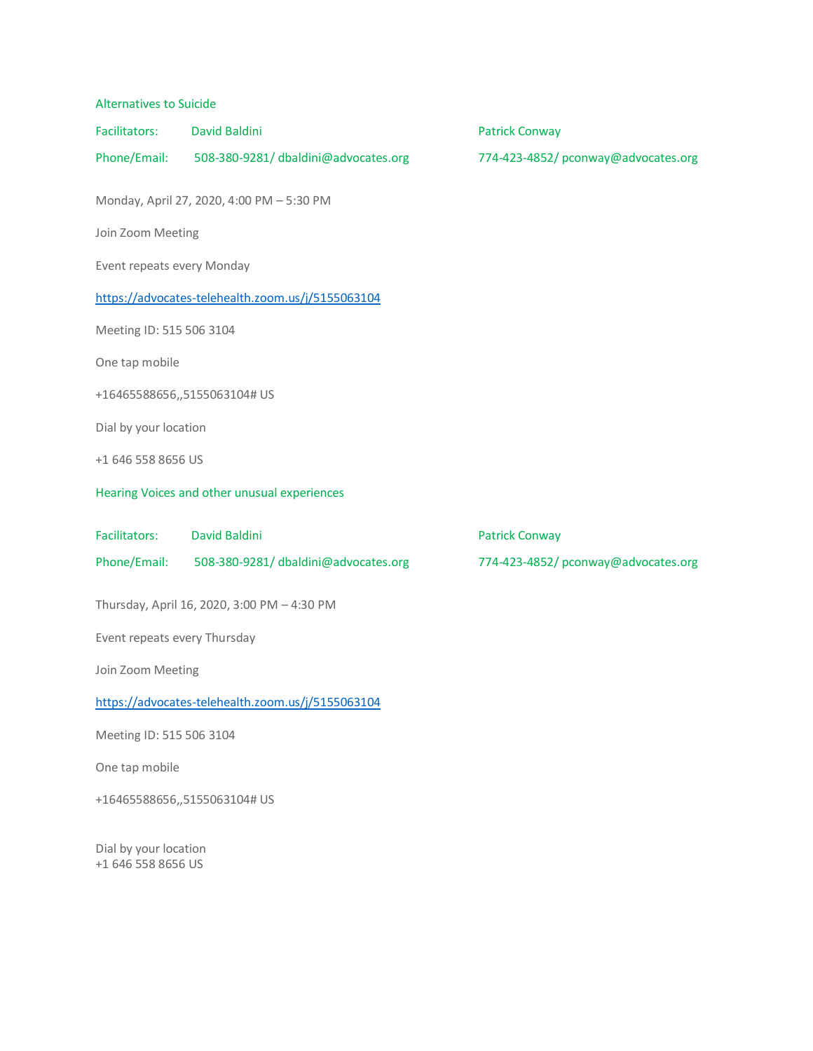## Alternatives to Suicide

| Facilitators: | David Baldini | Patrick Conway |
| --- | --- | --- |
| Phone/Email: | 508-380-9281/ dbaldini@advocates.org | 774-423-4852/ pconway@advocates.org |

Monday, April 27, 2020, 4:00 PM – 5:30 PM

Join Zoom Meeting

Event repeats every Monday

https://advocates-telehealth.zoom.us/j/5155063104

Meeting ID: 515 506 3104

One tap mobile

+16465588656,,5155063104# US

Dial by your location

+1 646 558 8656 US

## Hearing Voices and other unusual experiences

| Facilitators: | David Baldini | Patrick Conway |
| --- | --- | --- |
| Phone/Email: | 508-380-9281/ dbaldini@advocates.org | 774-423-4852/ pconway@advocates.org |

Thursday, April 16, 2020, 3:00 PM – 4:30 PM

Event repeats every Thursday

Join Zoom Meeting

https://advocates-telehealth.zoom.us/j/5155063104

Meeting ID: 515 506 3104

One tap mobile

+16465588656,,5155063104# US

Dial by your location
+1 646 558 8656 US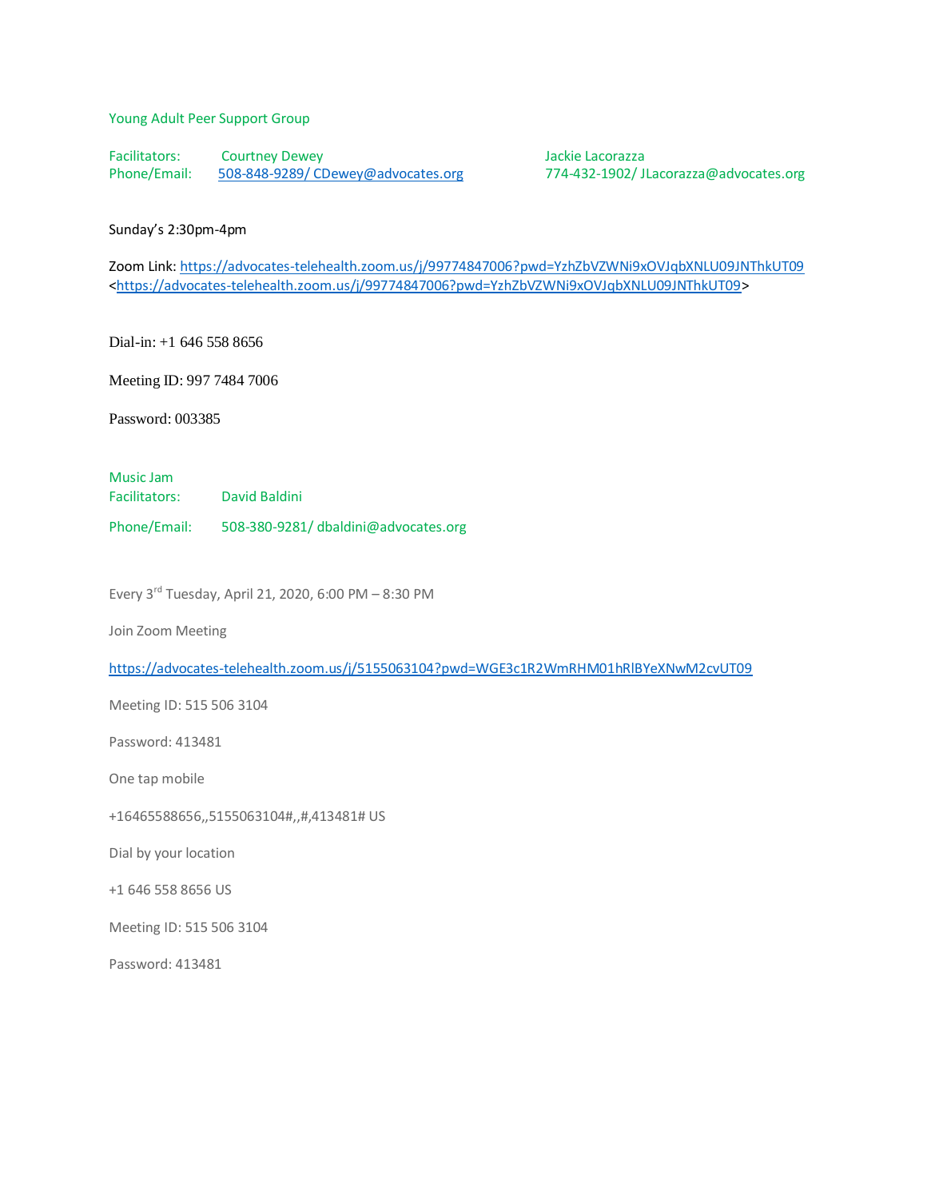Young Adult Peer Support Group

Facilitators: Courtney Dewey | Jackie Lacorazza
Phone/Email: 508-848-9289/ CDewey@advocates.org | 774-432-1902/ JLacorazza@advocates.org

Sunday's 2:30pm-4pm

Zoom Link: https://advocates-telehealth.zoom.us/j/99774847006?pwd=YzhZbVZWNi9xOVJqbXNLU09JNThkUT09 <https://advocates-telehealth.zoom.us/j/99774847006?pwd=YzhZbVZWNi9xOVJqbXNLU09JNThkUT09>

Dial-in: +1 646 558 8656

Meeting ID: 997 7484 7006

Password: 003385

Music Jam

Facilitators: David Baldini

Phone/Email: 508-380-9281/ dbaldini@advocates.org

Every 3rd Tuesday, April 21, 2020, 6:00 PM – 8:30 PM

Join Zoom Meeting

https://advocates-telehealth.zoom.us/j/5155063104?pwd=WGE3c1R2WmRHM01hRlBYeXNwM2cvUT09

Meeting ID: 515 506 3104

Password: 413481

One tap mobile

+16465588656,,5155063104#,,#,413481# US

Dial by your location

+1 646 558 8656 US

Meeting ID: 515 506 3104

Password: 413481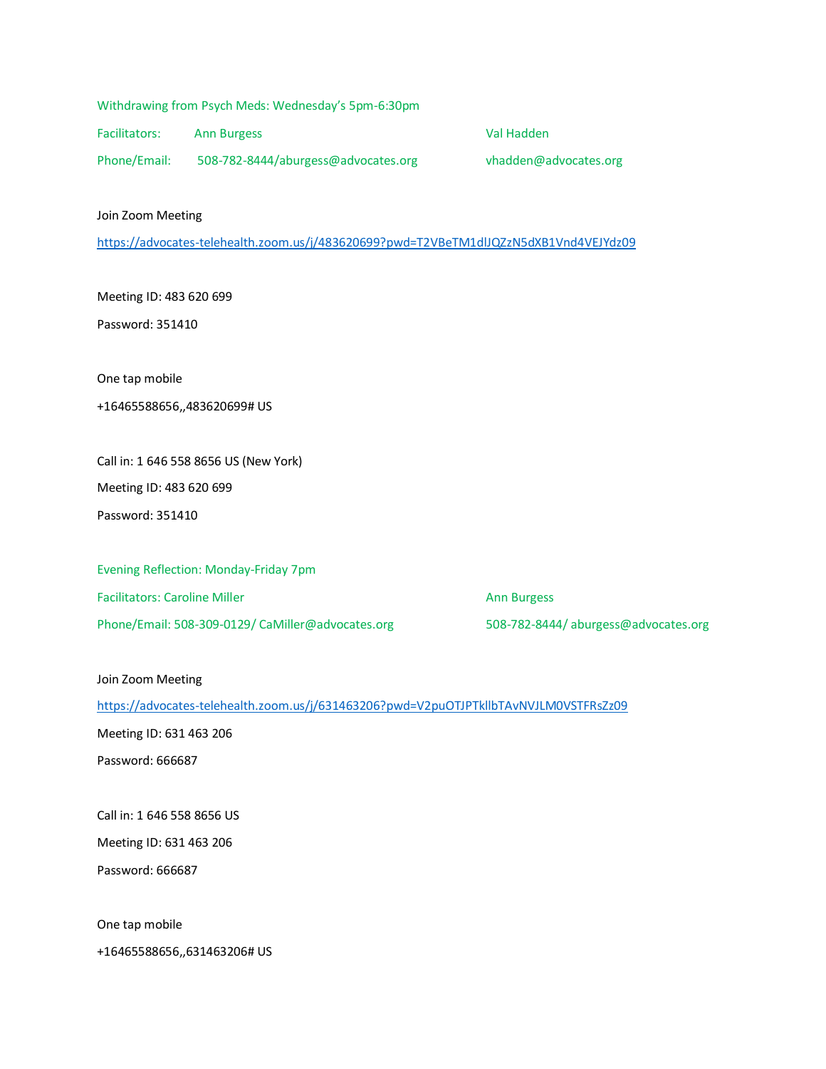Withdrawing from Psych Meds: Wednesday's 5pm-6:30pm

| Facilitators: | Ann Burgess | Val Hadden |
| --- | --- | --- |
| Phone/Email: | 508-782-8444/aburgess@advocates.org | vhadden@advocates.org |

Join Zoom Meeting

https://advocates-telehealth.zoom.us/j/483620699?pwd=T2VBeTM1dlJQZzN5dXB1Vnd4VEJYdz09

Meeting ID: 483 620 699

Password: 351410

One tap mobile

+16465588656,,483620699# US

Call in: 1 646 558 8656 US (New York)

Meeting ID: 483 620 699

Password: 351410

Evening Reflection: Monday-Friday 7pm

| Facilitators: Caroline Miller | Ann Burgess |
| --- | --- |
| Phone/Email: 508-309-0129/ CaMiller@advocates.org | 508-782-8444/ aburgess@advocates.org |

Join Zoom Meeting

https://advocates-telehealth.zoom.us/j/631463206?pwd=V2puOTJPTkllbTAvNVJLM0VSTFRsZz09

Meeting ID: 631 463 206

Password: 666687

Call in: 1 646 558 8656 US

Meeting ID: 631 463 206

Password: 666687

One tap mobile

+16465588656,,631463206# US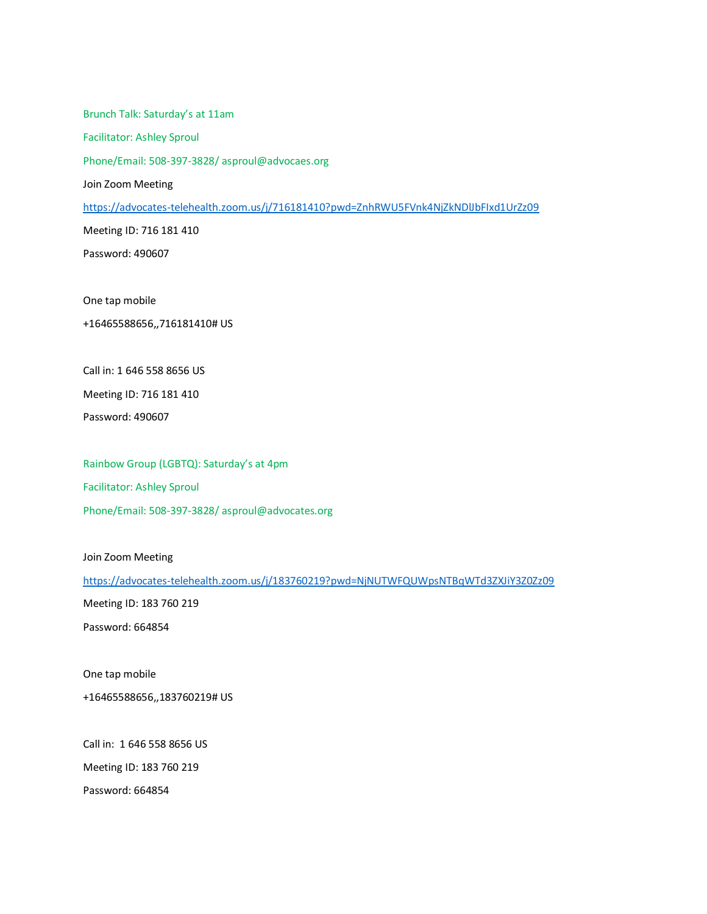Brunch Talk: Saturday's at 11am

Facilitator: Ashley Sproul

Phone/Email: 508-397-3828/ asproul@advocaes.org

Join Zoom Meeting

https://advocates-telehealth.zoom.us/j/716181410?pwd=ZnhRWU5FVnk4NjZkNDlJbFIxd1UrZz09

Meeting ID: 716 181 410

Password: 490607

One tap mobile

+16465588656,,716181410# US

Call in: 1 646 558 8656 US

Meeting ID: 716 181 410

Password: 490607

Rainbow Group (LGBTQ): Saturday's at 4pm

Facilitator: Ashley Sproul

Phone/Email: 508-397-3828/ asproul@advocates.org

Join Zoom Meeting

https://advocates-telehealth.zoom.us/j/183760219?pwd=NjNUTWFQUWpsNTBqWTd3ZXJiY3Z0Zz09

Meeting ID: 183 760 219

Password: 664854

One tap mobile

+16465588656,,183760219# US

Call in: 1 646 558 8656 US

Meeting ID: 183 760 219

Password: 664854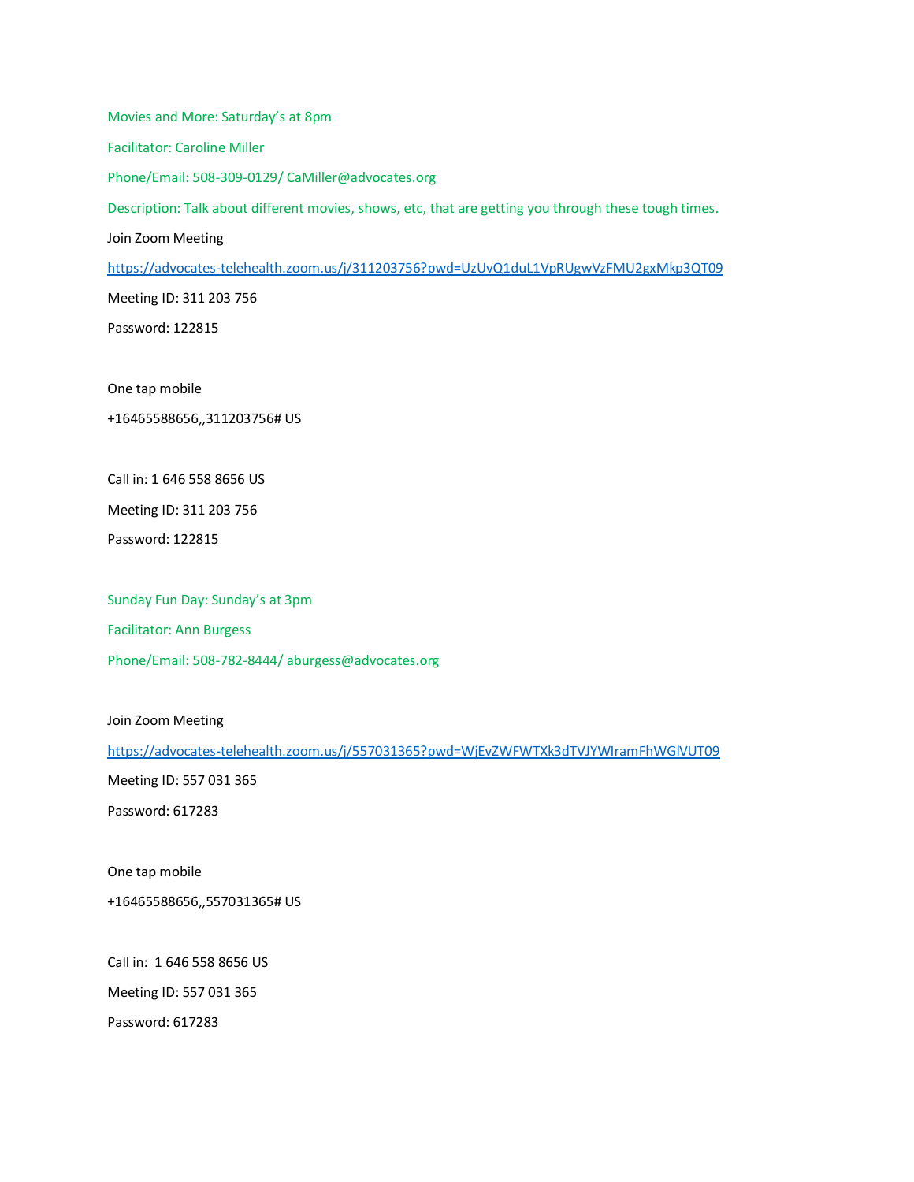Movies and More: Saturday's at 8pm

Facilitator: Caroline Miller

Phone/Email: 508-309-0129/ CaMiller@advocates.org

Description: Talk about different movies, shows, etc, that are getting you through these tough times.

Join Zoom Meeting

https://advocates-telehealth.zoom.us/j/311203756?pwd=UzUvQ1duL1VpRUgwVzFMU2gxMkp3QT09

Meeting ID: 311 203 756

Password: 122815

One tap mobile

+16465588656,,311203756# US

Call in: 1 646 558 8656 US

Meeting ID: 311 203 756

Password: 122815

Sunday Fun Day: Sunday's at 3pm

Facilitator: Ann Burgess

Phone/Email: 508-782-8444/ aburgess@advocates.org

Join Zoom Meeting

https://advocates-telehealth.zoom.us/j/557031365?pwd=WjEvZWFWTXk3dTVJYWIramFhWGlVUT09

Meeting ID: 557 031 365

Password: 617283

One tap mobile

+16465588656,,557031365# US

Call in: 1 646 558 8656 US

Meeting ID: 557 031 365

Password: 617283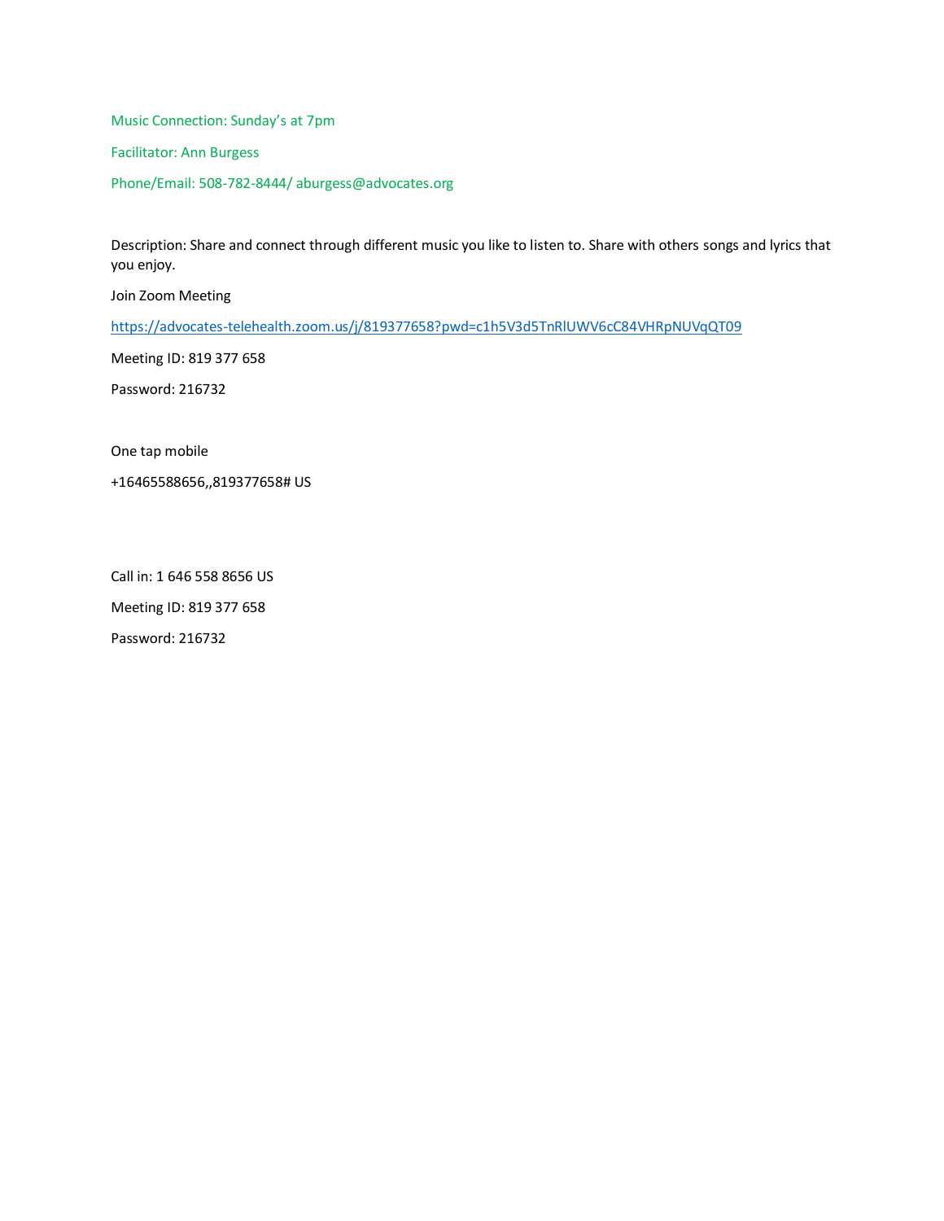Music Connection: Sunday's at 7pm

Facilitator: Ann Burgess

Phone/Email: 508-782-8444/ aburgess@advocates.org

Description: Share and connect through different music you like to listen to. Share with others songs and lyrics that you enjoy.

Join Zoom Meeting

https://advocates-telehealth.zoom.us/j/819377658?pwd=c1h5V3d5TnRlUWV6cC84VHRpNUVqQT09

Meeting ID: 819 377 658

Password: 216732

One tap mobile

+16465588656,,819377658# US

Call in: 1 646 558 8656 US

Meeting ID: 819 377 658

Password: 216732